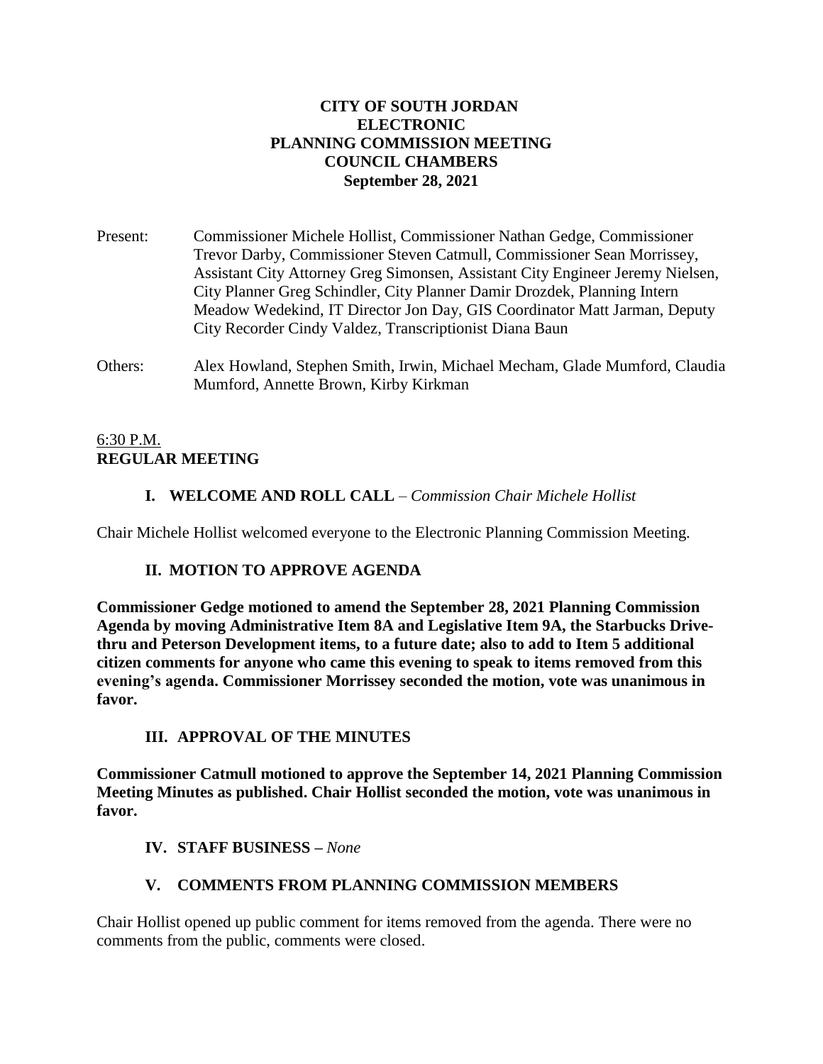**CITY OF SOUTH JORDAN**
**ELECTRONIC**
**PLANNING COMMISSION MEETING**
**COUNCIL CHAMBERS**
**September 28, 2021**

Present: Commissioner Michele Hollist, Commissioner Nathan Gedge, Commissioner Trevor Darby, Commissioner Steven Catmull, Commissioner Sean Morrissey, Assistant City Attorney Greg Simonsen, Assistant City Engineer Jeremy Nielsen, City Planner Greg Schindler, City Planner Damir Drozdek, Planning Intern Meadow Wedekind, IT Director Jon Day, GIS Coordinator Matt Jarman, Deputy City Recorder Cindy Valdez, Transcriptionist Diana Baun

Others: Alex Howland, Stephen Smith, Irwin, Michael Mecham, Glade Mumford, Claudia Mumford, Annette Brown, Kirby Kirkman

6:30 P.M.
**REGULAR MEETING**

**I. WELCOME AND ROLL CALL** – *Commission Chair Michele Hollist*

Chair Michele Hollist welcomed everyone to the Electronic Planning Commission Meeting.

**II. MOTION TO APPROVE AGENDA**

**Commissioner Gedge motioned to amend the September 28, 2021 Planning Commission Agenda by moving Administrative Item 8A and Legislative Item 9A, the Starbucks Drive-thru and Peterson Development items, to a future date; also to add to Item 5 additional citizen comments for anyone who came this evening to speak to items removed from this evening's agenda. Commissioner Morrissey seconded the motion, vote was unanimous in favor.**

**III. APPROVAL OF THE MINUTES**

**Commissioner Catmull motioned to approve the September 14, 2021 Planning Commission Meeting Minutes as published. Chair Hollist seconded the motion, vote was unanimous in favor.**

**IV. STAFF BUSINESS –** *None*

**V. COMMENTS FROM PLANNING COMMISSION MEMBERS**

Chair Hollist opened up public comment for items removed from the agenda. There were no comments from the public, comments were closed.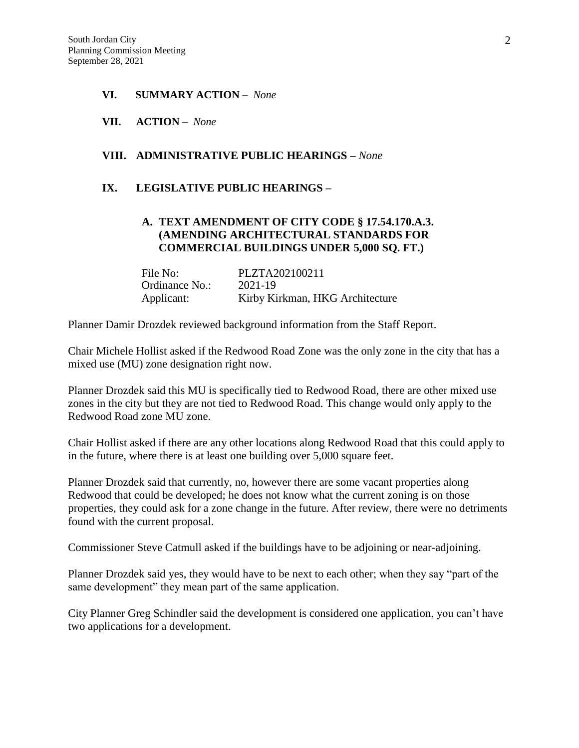## VI. SUMMARY ACTION – *None*

## VII. ACTION – *None*

## VIII. ADMINISTRATIVE PUBLIC HEARINGS – *None*

## IX. LEGISLATIVE PUBLIC HEARINGS –

### A. TEXT AMENDMENT OF CITY CODE § 17.54.170.A.3. (AMENDING ARCHITECTURAL STANDARDS FOR COMMERCIAL BUILDINGS UNDER 5,000 SQ. FT.)

File No: PLZTA202100211
Ordinance No.: 2021-19
Applicant: Kirby Kirkman, HKG Architecture

Planner Damir Drozdek reviewed background information from the Staff Report.

Chair Michele Hollist asked if the Redwood Road Zone was the only zone in the city that has a mixed use (MU) zone designation right now.

Planner Drozdek said this MU is specifically tied to Redwood Road, there are other mixed use zones in the city but they are not tied to Redwood Road. This change would only apply to the Redwood Road zone MU zone.

Chair Hollist asked if there are any other locations along Redwood Road that this could apply to in the future, where there is at least one building over 5,000 square feet.

Planner Drozdek said that currently, no, however there are some vacant properties along Redwood that could be developed; he does not know what the current zoning is on those properties, they could ask for a zone change in the future. After review, there were no detriments found with the current proposal.

Commissioner Steve Catmull asked if the buildings have to be adjoining or near-adjoining.

Planner Drozdek said yes, they would have to be next to each other; when they say "part of the same development" they mean part of the same application.

City Planner Greg Schindler said the development is considered one application, you can't have two applications for a development.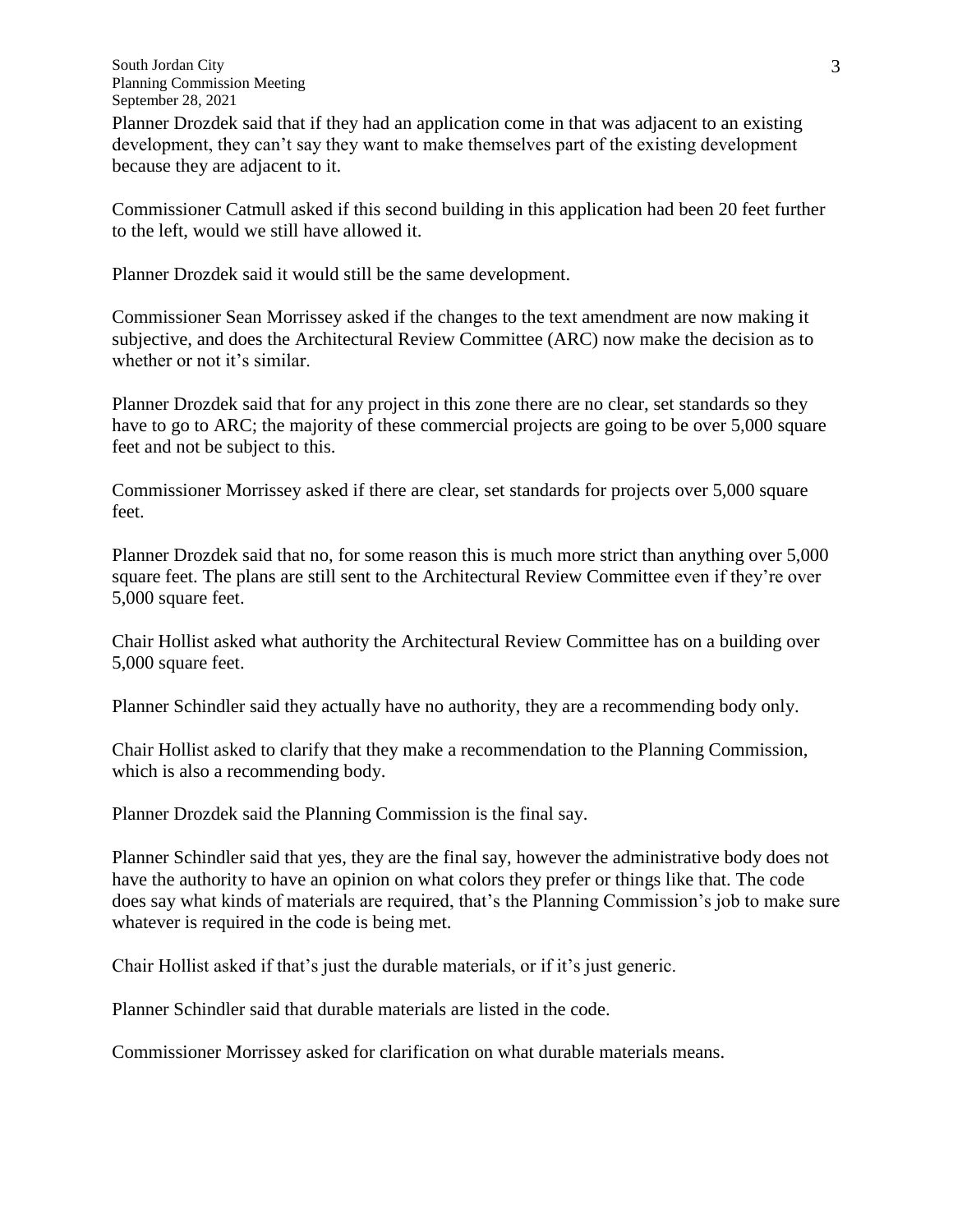Planner Drozdek said that if they had an application come in that was adjacent to an existing development, they can't say they want to make themselves part of the existing development because they are adjacent to it.

Commissioner Catmull asked if this second building in this application had been 20 feet further to the left, would we still have allowed it.

Planner Drozdek said it would still be the same development.

Commissioner Sean Morrissey asked if the changes to the text amendment are now making it subjective, and does the Architectural Review Committee (ARC) now make the decision as to whether or not it's similar.

Planner Drozdek said that for any project in this zone there are no clear, set standards so they have to go to ARC; the majority of these commercial projects are going to be over 5,000 square feet and not be subject to this.

Commissioner Morrissey asked if there are clear, set standards for projects over 5,000 square feet.

Planner Drozdek said that no, for some reason this is much more strict than anything over 5,000 square feet. The plans are still sent to the Architectural Review Committee even if they're over 5,000 square feet.

Chair Hollist asked what authority the Architectural Review Committee has on a building over 5,000 square feet.

Planner Schindler said they actually have no authority, they are a recommending body only.

Chair Hollist asked to clarify that they make a recommendation to the Planning Commission, which is also a recommending body.

Planner Drozdek said the Planning Commission is the final say.

Planner Schindler said that yes, they are the final say, however the administrative body does not have the authority to have an opinion on what colors they prefer or things like that. The code does say what kinds of materials are required, that's the Planning Commission's job to make sure whatever is required in the code is being met.

Chair Hollist asked if that's just the durable materials, or if it's just generic.

Planner Schindler said that durable materials are listed in the code.

Commissioner Morrissey asked for clarification on what durable materials means.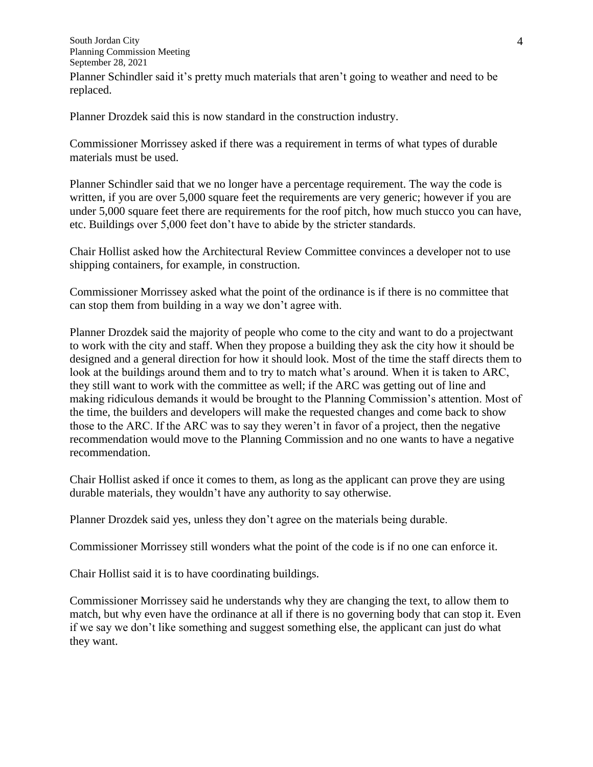Planner Schindler said it's pretty much materials that aren't going to weather and need to be replaced.

Planner Drozdek said this is now standard in the construction industry.

Commissioner Morrissey asked if there was a requirement in terms of what types of durable materials must be used.

Planner Schindler said that we no longer have a percentage requirement. The way the code is written, if you are over 5,000 square feet the requirements are very generic; however if you are under 5,000 square feet there are requirements for the roof pitch, how much stucco you can have, etc. Buildings over 5,000 feet don't have to abide by the stricter standards.

Chair Hollist asked how the Architectural Review Committee convinces a developer not to use shipping containers, for example, in construction.

Commissioner Morrissey asked what the point of the ordinance is if there is no committee that can stop them from building in a way we don't agree with.

Planner Drozdek said the majority of people who come to the city and want to do a projectwant to work with the city and staff. When they propose a building they ask the city how it should be designed and a general direction for how it should look. Most of the time the staff directs them to look at the buildings around them and to try to match what's around. When it is taken to ARC, they still want to work with the committee as well; if the ARC was getting out of line and making ridiculous demands it would be brought to the Planning Commission's attention. Most of the time, the builders and developers will make the requested changes and come back to show those to the ARC. If the ARC was to say they weren't in favor of a project, then the negative recommendation would move to the Planning Commission and no one wants to have a negative recommendation.

Chair Hollist asked if once it comes to them, as long as the applicant can prove they are using durable materials, they wouldn't have any authority to say otherwise.

Planner Drozdek said yes, unless they don't agree on the materials being durable.

Commissioner Morrissey still wonders what the point of the code is if no one can enforce it.

Chair Hollist said it is to have coordinating buildings.

Commissioner Morrissey said he understands why they are changing the text, to allow them to match, but why even have the ordinance at all if there is no governing body that can stop it. Even if we say we don't like something and suggest something else, the applicant can just do what they want.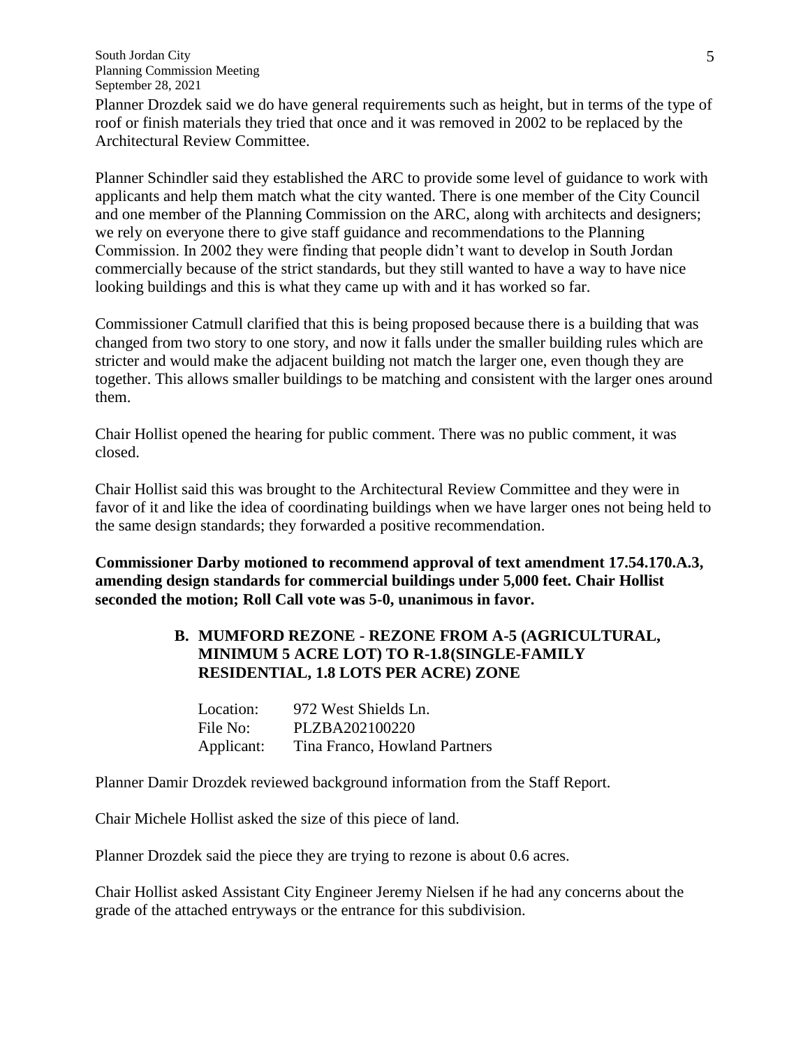Planner Drozdek said we do have general requirements such as height, but in terms of the type of roof or finish materials they tried that once and it was removed in 2002 to be replaced by the Architectural Review Committee.

Planner Schindler said they established the ARC to provide some level of guidance to work with applicants and help them match what the city wanted. There is one member of the City Council and one member of the Planning Commission on the ARC, along with architects and designers; we rely on everyone there to give staff guidance and recommendations to the Planning Commission. In 2002 they were finding that people didn't want to develop in South Jordan commercially because of the strict standards, but they still wanted to have a way to have nice looking buildings and this is what they came up with and it has worked so far.

Commissioner Catmull clarified that this is being proposed because there is a building that was changed from two story to one story, and now it falls under the smaller building rules which are stricter and would make the adjacent building not match the larger one, even though they are together. This allows smaller buildings to be matching and consistent with the larger ones around them.

Chair Hollist opened the hearing for public comment. There was no public comment, it was closed.

Chair Hollist said this was brought to the Architectural Review Committee and they were in favor of it and like the idea of coordinating buildings when we have larger ones not being held to the same design standards; they forwarded a positive recommendation.

**Commissioner Darby motioned to recommend approval of text amendment 17.54.170.A.3, amending design standards for commercial buildings under 5,000 feet. Chair Hollist seconded the motion; Roll Call vote was 5-0, unanimous in favor.**

**B. MUMFORD REZONE - REZONE FROM A-5 (AGRICULTURAL, MINIMUM 5 ACRE LOT) TO R-1.8(SINGLE-FAMILY RESIDENTIAL, 1.8 LOTS PER ACRE) ZONE**

Location: 972 West Shields Ln.
File No: PLZBA202100220
Applicant: Tina Franco, Howland Partners

Planner Damir Drozdek reviewed background information from the Staff Report.

Chair Michele Hollist asked the size of this piece of land.

Planner Drozdek said the piece they are trying to rezone is about 0.6 acres.

Chair Hollist asked Assistant City Engineer Jeremy Nielsen if he had any concerns about the grade of the attached entryways or the entrance for this subdivision.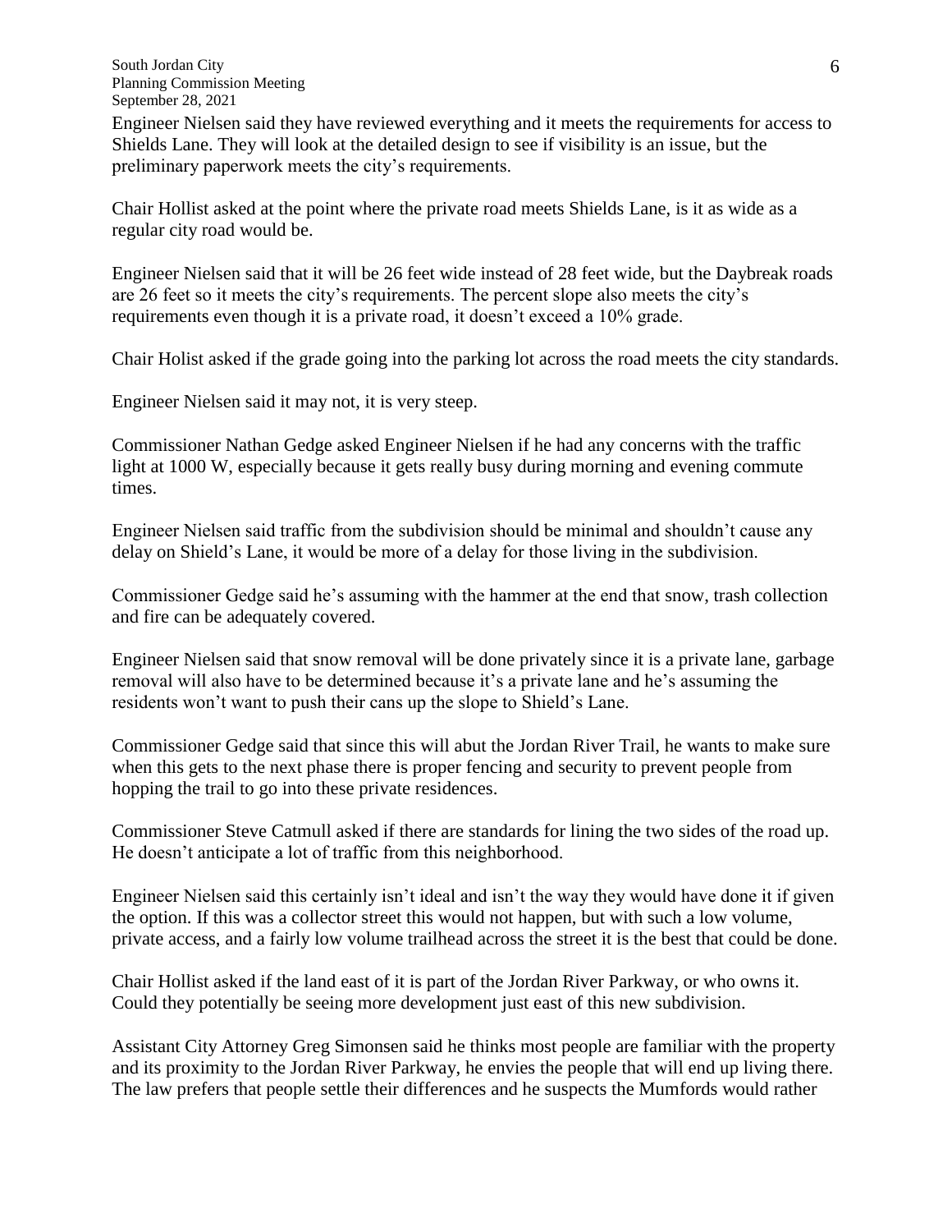Engineer Nielsen said they have reviewed everything and it meets the requirements for access to Shields Lane. They will look at the detailed design to see if visibility is an issue, but the preliminary paperwork meets the city's requirements.

Chair Hollist asked at the point where the private road meets Shields Lane, is it as wide as a regular city road would be.

Engineer Nielsen said that it will be 26 feet wide instead of 28 feet wide, but the Daybreak roads are 26 feet so it meets the city's requirements. The percent slope also meets the city's requirements even though it is a private road, it doesn't exceed a 10% grade.

Chair Holist asked if the grade going into the parking lot across the road meets the city standards.

Engineer Nielsen said it may not, it is very steep.

Commissioner Nathan Gedge asked Engineer Nielsen if he had any concerns with the traffic light at 1000 W, especially because it gets really busy during morning and evening commute times.

Engineer Nielsen said traffic from the subdivision should be minimal and shouldn't cause any delay on Shield's Lane, it would be more of a delay for those living in the subdivision.

Commissioner Gedge said he's assuming with the hammer at the end that snow, trash collection and fire can be adequately covered.

Engineer Nielsen said that snow removal will be done privately since it is a private lane, garbage removal will also have to be determined because it's a private lane and he's assuming the residents won't want to push their cans up the slope to Shield's Lane.

Commissioner Gedge said that since this will abut the Jordan River Trail, he wants to make sure when this gets to the next phase there is proper fencing and security to prevent people from hopping the trail to go into these private residences.

Commissioner Steve Catmull asked if there are standards for lining the two sides of the road up. He doesn't anticipate a lot of traffic from this neighborhood.

Engineer Nielsen said this certainly isn't ideal and isn't the way they would have done it if given the option. If this was a collector street this would not happen, but with such a low volume, private access, and a fairly low volume trailhead across the street it is the best that could be done.

Chair Hollist asked if the land east of it is part of the Jordan River Parkway, or who owns it. Could they potentially be seeing more development just east of this new subdivision.

Assistant City Attorney Greg Simonsen said he thinks most people are familiar with the property and its proximity to the Jordan River Parkway, he envies the people that will end up living there. The law prefers that people settle their differences and he suspects the Mumfords would rather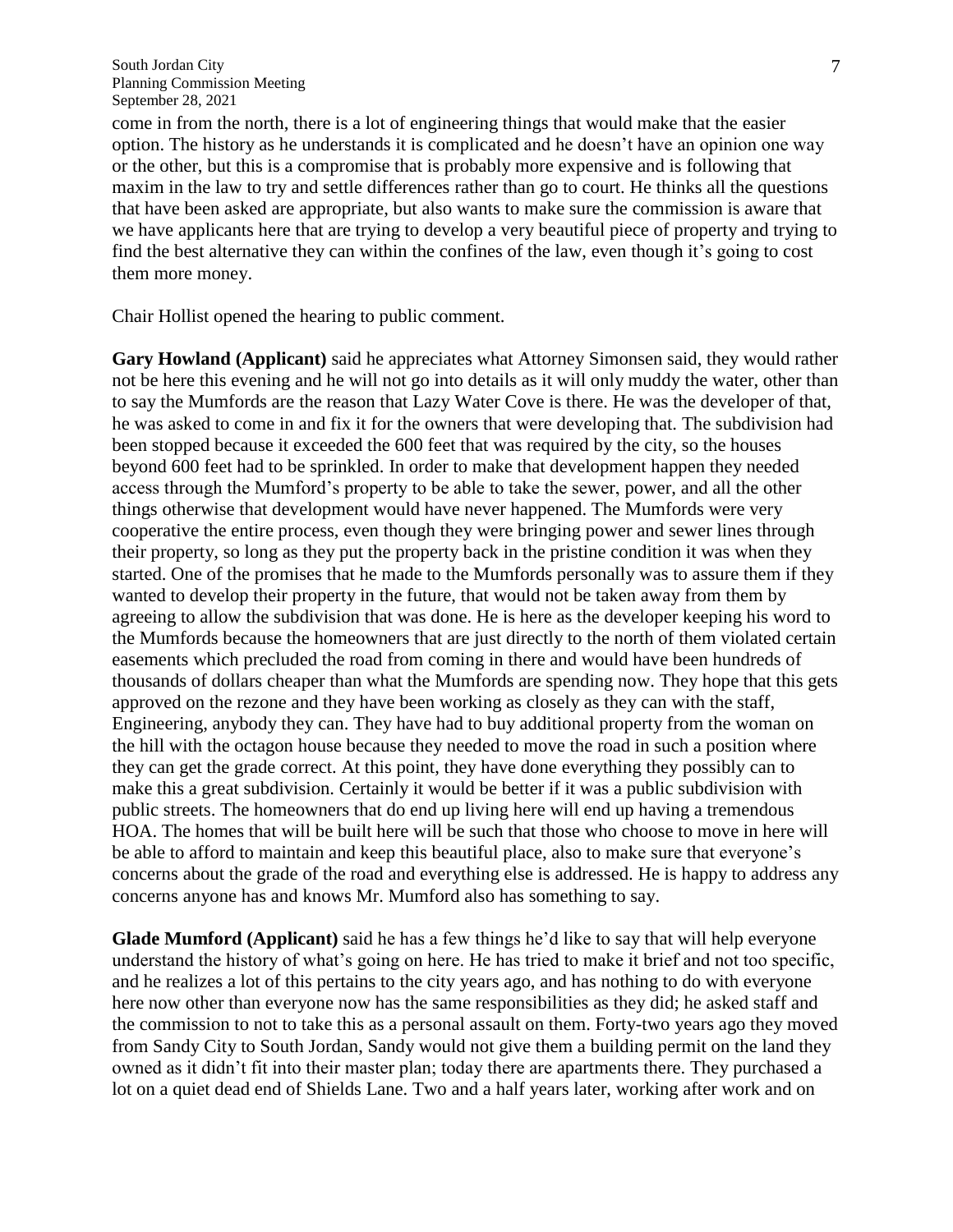come in from the north, there is a lot of engineering things that would make that the easier option. The history as he understands it is complicated and he doesn't have an opinion one way or the other, but this is a compromise that is probably more expensive and is following that maxim in the law to try and settle differences rather than go to court. He thinks all the questions that have been asked are appropriate, but also wants to make sure the commission is aware that we have applicants here that are trying to develop a very beautiful piece of property and trying to find the best alternative they can within the confines of the law, even though it's going to cost them more money.

Chair Hollist opened the hearing to public comment.

**Gary Howland (Applicant)** said he appreciates what Attorney Simonsen said, they would rather not be here this evening and he will not go into details as it will only muddy the water, other than to say the Mumfords are the reason that Lazy Water Cove is there. He was the developer of that, he was asked to come in and fix it for the owners that were developing that. The subdivision had been stopped because it exceeded the 600 feet that was required by the city, so the houses beyond 600 feet had to be sprinkled. In order to make that development happen they needed access through the Mumford's property to be able to take the sewer, power, and all the other things otherwise that development would have never happened. The Mumfords were very cooperative the entire process, even though they were bringing power and sewer lines through their property, so long as they put the property back in the pristine condition it was when they started. One of the promises that he made to the Mumfords personally was to assure them if they wanted to develop their property in the future, that would not be taken away from them by agreeing to allow the subdivision that was done. He is here as the developer keeping his word to the Mumfords because the homeowners that are just directly to the north of them violated certain easements which precluded the road from coming in there and would have been hundreds of thousands of dollars cheaper than what the Mumfords are spending now. They hope that this gets approved on the rezone and they have been working as closely as they can with the staff, Engineering, anybody they can. They have had to buy additional property from the woman on the hill with the octagon house because they needed to move the road in such a position where they can get the grade correct. At this point, they have done everything they possibly can to make this a great subdivision. Certainly it would be better if it was a public subdivision with public streets. The homeowners that do end up living here will end up having a tremendous HOA. The homes that will be built here will be such that those who choose to move in here will be able to afford to maintain and keep this beautiful place, also to make sure that everyone's concerns about the grade of the road and everything else is addressed. He is happy to address any concerns anyone has and knows Mr. Mumford also has something to say.

**Glade Mumford (Applicant)** said he has a few things he'd like to say that will help everyone understand the history of what's going on here. He has tried to make it brief and not too specific, and he realizes a lot of this pertains to the city years ago, and has nothing to do with everyone here now other than everyone now has the same responsibilities as they did; he asked staff and the commission to not to take this as a personal assault on them. Forty-two years ago they moved from Sandy City to South Jordan, Sandy would not give them a building permit on the land they owned as it didn't fit into their master plan; today there are apartments there. They purchased a lot on a quiet dead end of Shields Lane. Two and a half years later, working after work and on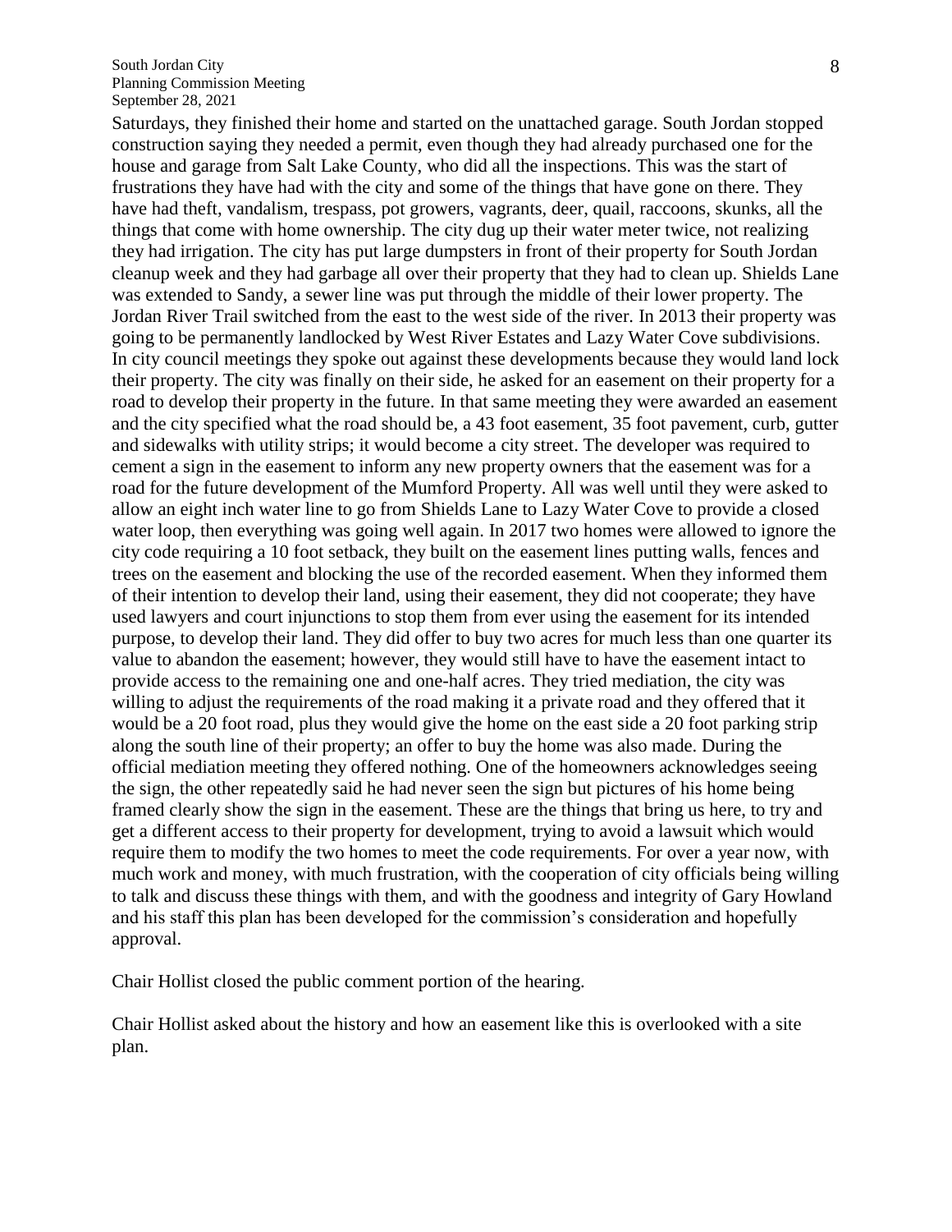Saturdays, they finished their home and started on the unattached garage. South Jordan stopped construction saying they needed a permit, even though they had already purchased one for the house and garage from Salt Lake County, who did all the inspections. This was the start of frustrations they have had with the city and some of the things that have gone on there. They have had theft, vandalism, trespass, pot growers, vagrants, deer, quail, raccoons, skunks, all the things that come with home ownership. The city dug up their water meter twice, not realizing they had irrigation. The city has put large dumpsters in front of their property for South Jordan cleanup week and they had garbage all over their property that they had to clean up. Shields Lane was extended to Sandy, a sewer line was put through the middle of their lower property. The Jordan River Trail switched from the east to the west side of the river. In 2013 their property was going to be permanently landlocked by West River Estates and Lazy Water Cove subdivisions. In city council meetings they spoke out against these developments because they would land lock their property. The city was finally on their side, he asked for an easement on their property for a road to develop their property in the future. In that same meeting they were awarded an easement and the city specified what the road should be, a 43 foot easement, 35 foot pavement, curb, gutter and sidewalks with utility strips; it would become a city street. The developer was required to cement a sign in the easement to inform any new property owners that the easement was for a road for the future development of the Mumford Property. All was well until they were asked to allow an eight inch water line to go from Shields Lane to Lazy Water Cove to provide a closed water loop, then everything was going well again. In 2017 two homes were allowed to ignore the city code requiring a 10 foot setback, they built on the easement lines putting walls, fences and trees on the easement and blocking the use of the recorded easement. When they informed them of their intention to develop their land, using their easement, they did not cooperate; they have used lawyers and court injunctions to stop them from ever using the easement for its intended purpose, to develop their land. They did offer to buy two acres for much less than one quarter its value to abandon the easement; however, they would still have to have the easement intact to provide access to the remaining one and one-half acres. They tried mediation, the city was willing to adjust the requirements of the road making it a private road and they offered that it would be a 20 foot road, plus they would give the home on the east side a 20 foot parking strip along the south line of their property; an offer to buy the home was also made. During the official mediation meeting they offered nothing. One of the homeowners acknowledges seeing the sign, the other repeatedly said he had never seen the sign but pictures of his home being framed clearly show the sign in the easement. These are the things that bring us here, to try and get a different access to their property for development, trying to avoid a lawsuit which would require them to modify the two homes to meet the code requirements. For over a year now, with much work and money, with much frustration, with the cooperation of city officials being willing to talk and discuss these things with them, and with the goodness and integrity of Gary Howland and his staff this plan has been developed for the commission's consideration and hopefully approval.

Chair Hollist closed the public comment portion of the hearing.

Chair Hollist asked about the history and how an easement like this is overlooked with a site plan.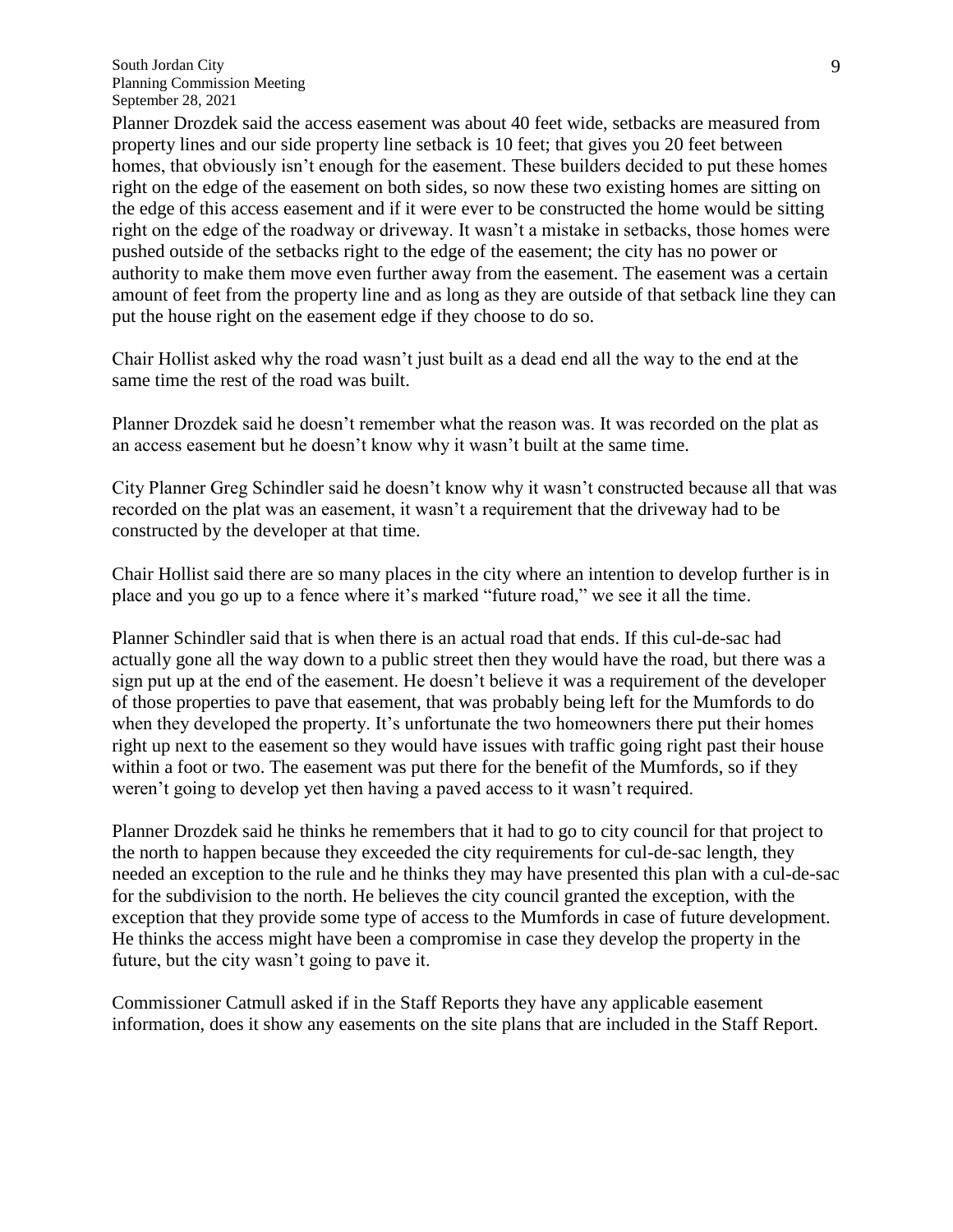Planner Drozdek said the access easement was about 40 feet wide, setbacks are measured from property lines and our side property line setback is 10 feet; that gives you 20 feet between homes, that obviously isn't enough for the easement. These builders decided to put these homes right on the edge of the easement on both sides, so now these two existing homes are sitting on the edge of this access easement and if it were ever to be constructed the home would be sitting right on the edge of the roadway or driveway. It wasn't a mistake in setbacks, those homes were pushed outside of the setbacks right to the edge of the easement; the city has no power or authority to make them move even further away from the easement. The easement was a certain amount of feet from the property line and as long as they are outside of that setback line they can put the house right on the easement edge if they choose to do so.

Chair Hollist asked why the road wasn't just built as a dead end all the way to the end at the same time the rest of the road was built.

Planner Drozdek said he doesn't remember what the reason was. It was recorded on the plat as an access easement but he doesn't know why it wasn't built at the same time.

City Planner Greg Schindler said he doesn't know why it wasn't constructed because all that was recorded on the plat was an easement, it wasn't a requirement that the driveway had to be constructed by the developer at that time.

Chair Hollist said there are so many places in the city where an intention to develop further is in place and you go up to a fence where it's marked "future road," we see it all the time.

Planner Schindler said that is when there is an actual road that ends. If this cul-de-sac had actually gone all the way down to a public street then they would have the road, but there was a sign put up at the end of the easement. He doesn't believe it was a requirement of the developer of those properties to pave that easement, that was probably being left for the Mumfords to do when they developed the property. It's unfortunate the two homeowners there put their homes right up next to the easement so they would have issues with traffic going right past their house within a foot or two. The easement was put there for the benefit of the Mumfords, so if they weren't going to develop yet then having a paved access to it wasn't required.

Planner Drozdek said he thinks he remembers that it had to go to city council for that project to the north to happen because they exceeded the city requirements for cul-de-sac length, they needed an exception to the rule and he thinks they may have presented this plan with a cul-de-sac for the subdivision to the north. He believes the city council granted the exception, with the exception that they provide some type of access to the Mumfords in case of future development. He thinks the access might have been a compromise in case they develop the property in the future, but the city wasn't going to pave it.

Commissioner Catmull asked if in the Staff Reports they have any applicable easement information, does it show any easements on the site plans that are included in the Staff Report.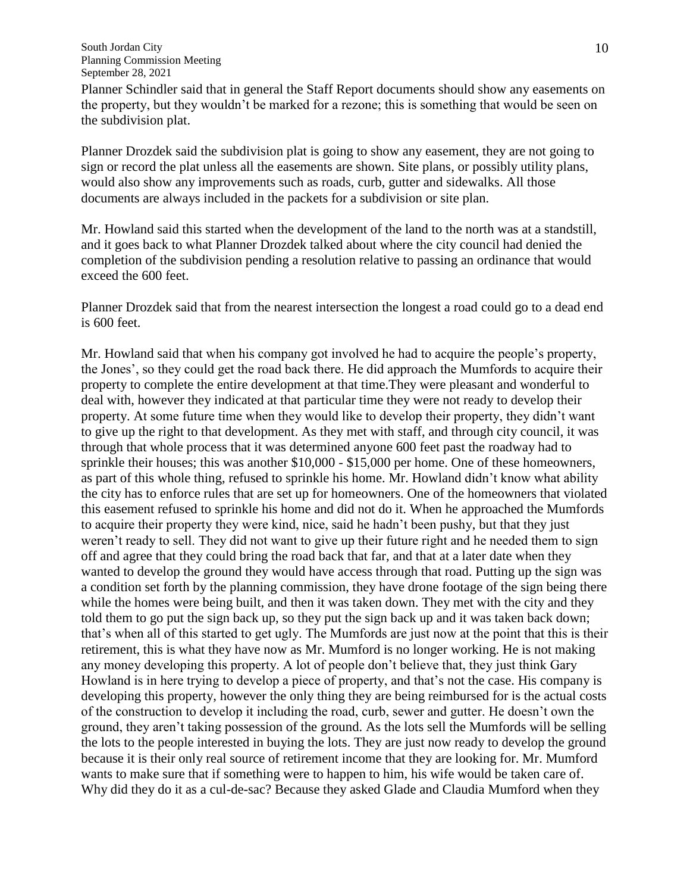Planner Schindler said that in general the Staff Report documents should show any easements on the property, but they wouldn't be marked for a rezone; this is something that would be seen on the subdivision plat.

Planner Drozdek said the subdivision plat is going to show any easement, they are not going to sign or record the plat unless all the easements are shown. Site plans, or possibly utility plans, would also show any improvements such as roads, curb, gutter and sidewalks. All those documents are always included in the packets for a subdivision or site plan.

Mr. Howland said this started when the development of the land to the north was at a standstill, and it goes back to what Planner Drozdek talked about where the city council had denied the completion of the subdivision pending a resolution relative to passing an ordinance that would exceed the 600 feet.

Planner Drozdek said that from the nearest intersection the longest a road could go to a dead end is 600 feet.

Mr. Howland said that when his company got involved he had to acquire the people's property, the Jones', so they could get the road back there. He did approach the Mumfords to acquire their property to complete the entire development at that time.They were pleasant and wonderful to deal with, however they indicated at that particular time they were not ready to develop their property. At some future time when they would like to develop their property, they didn't want to give up the right to that development. As they met with staff, and through city council, it was through that whole process that it was determined anyone 600 feet past the roadway had to sprinkle their houses; this was another $10,000 - $15,000 per home. One of these homeowners, as part of this whole thing, refused to sprinkle his home. Mr. Howland didn't know what ability the city has to enforce rules that are set up for homeowners. One of the homeowners that violated this easement refused to sprinkle his home and did not do it. When he approached the Mumfords to acquire their property they were kind, nice, said he hadn't been pushy, but that they just weren't ready to sell. They did not want to give up their future right and he needed them to sign off and agree that they could bring the road back that far, and that at a later date when they wanted to develop the ground they would have access through that road. Putting up the sign was a condition set forth by the planning commission, they have drone footage of the sign being there while the homes were being built, and then it was taken down. They met with the city and they told them to go put the sign back up, so they put the sign back up and it was taken back down; that's when all of this started to get ugly. The Mumfords are just now at the point that this is their retirement, this is what they have now as Mr. Mumford is no longer working. He is not making any money developing this property. A lot of people don't believe that, they just think Gary Howland is in here trying to develop a piece of property, and that's not the case. His company is developing this property, however the only thing they are being reimbursed for is the actual costs of the construction to develop it including the road, curb, sewer and gutter. He doesn't own the ground, they aren't taking possession of the ground. As the lots sell the Mumfords will be selling the lots to the people interested in buying the lots. They are just now ready to develop the ground because it is their only real source of retirement income that they are looking for. Mr. Mumford wants to make sure that if something were to happen to him, his wife would be taken care of. Why did they do it as a cul-de-sac? Because they asked Glade and Claudia Mumford when they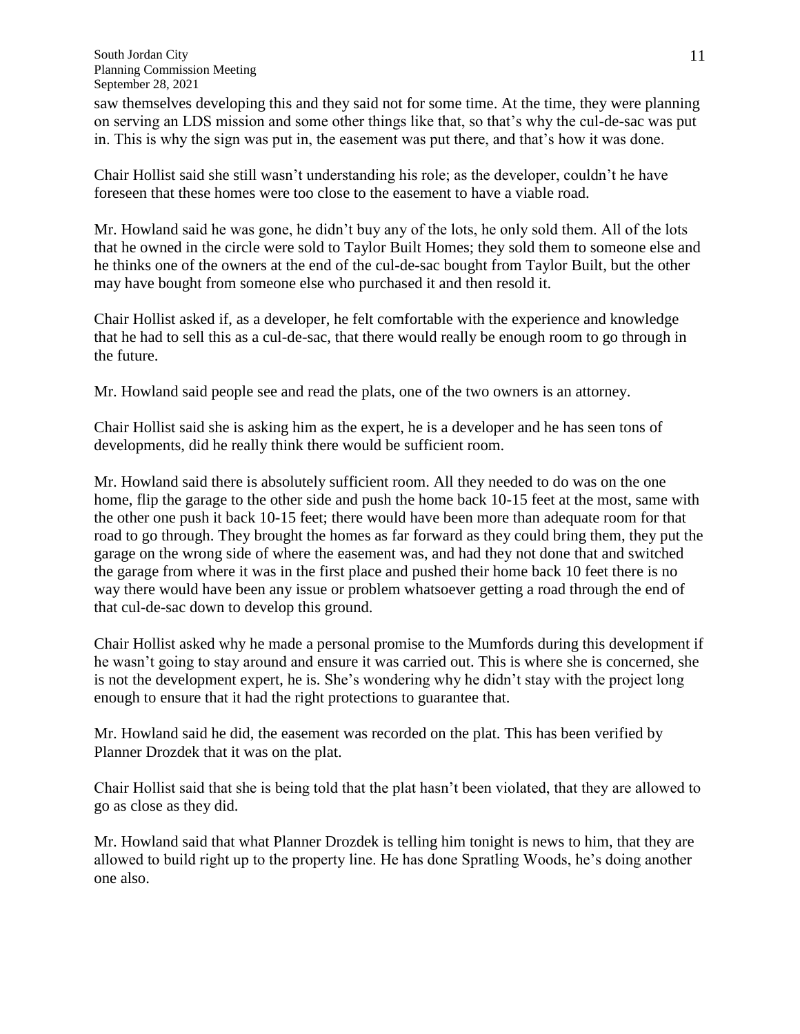saw themselves developing this and they said not for some time. At the time, they were planning on serving an LDS mission and some other things like that, so that's why the cul-de-sac was put in. This is why the sign was put in, the easement was put there, and that's how it was done.

Chair Hollist said she still wasn't understanding his role; as the developer, couldn't he have foreseen that these homes were too close to the easement to have a viable road.

Mr. Howland said he was gone, he didn't buy any of the lots, he only sold them. All of the lots that he owned in the circle were sold to Taylor Built Homes; they sold them to someone else and he thinks one of the owners at the end of the cul-de-sac bought from Taylor Built, but the other may have bought from someone else who purchased it and then resold it.

Chair Hollist asked if, as a developer, he felt comfortable with the experience and knowledge that he had to sell this as a cul-de-sac, that there would really be enough room to go through in the future.

Mr. Howland said people see and read the plats, one of the two owners is an attorney.

Chair Hollist said she is asking him as the expert, he is a developer and he has seen tons of developments, did he really think there would be sufficient room.

Mr. Howland said there is absolutely sufficient room. All they needed to do was on the one home, flip the garage to the other side and push the home back 10-15 feet at the most, same with the other one push it back 10-15 feet; there would have been more than adequate room for that road to go through. They brought the homes as far forward as they could bring them, they put the garage on the wrong side of where the easement was, and had they not done that and switched the garage from where it was in the first place and pushed their home back 10 feet there is no way there would have been any issue or problem whatsoever getting a road through the end of that cul-de-sac down to develop this ground.

Chair Hollist asked why he made a personal promise to the Mumfords during this development if he wasn't going to stay around and ensure it was carried out. This is where she is concerned, she is not the development expert, he is. She's wondering why he didn't stay with the project long enough to ensure that it had the right protections to guarantee that.

Mr. Howland said he did, the easement was recorded on the plat. This has been verified by Planner Drozdek that it was on the plat.

Chair Hollist said that she is being told that the plat hasn't been violated, that they are allowed to go as close as they did.

Mr. Howland said that what Planner Drozdek is telling him tonight is news to him, that they are allowed to build right up to the property line. He has done Spratling Woods, he's doing another one also.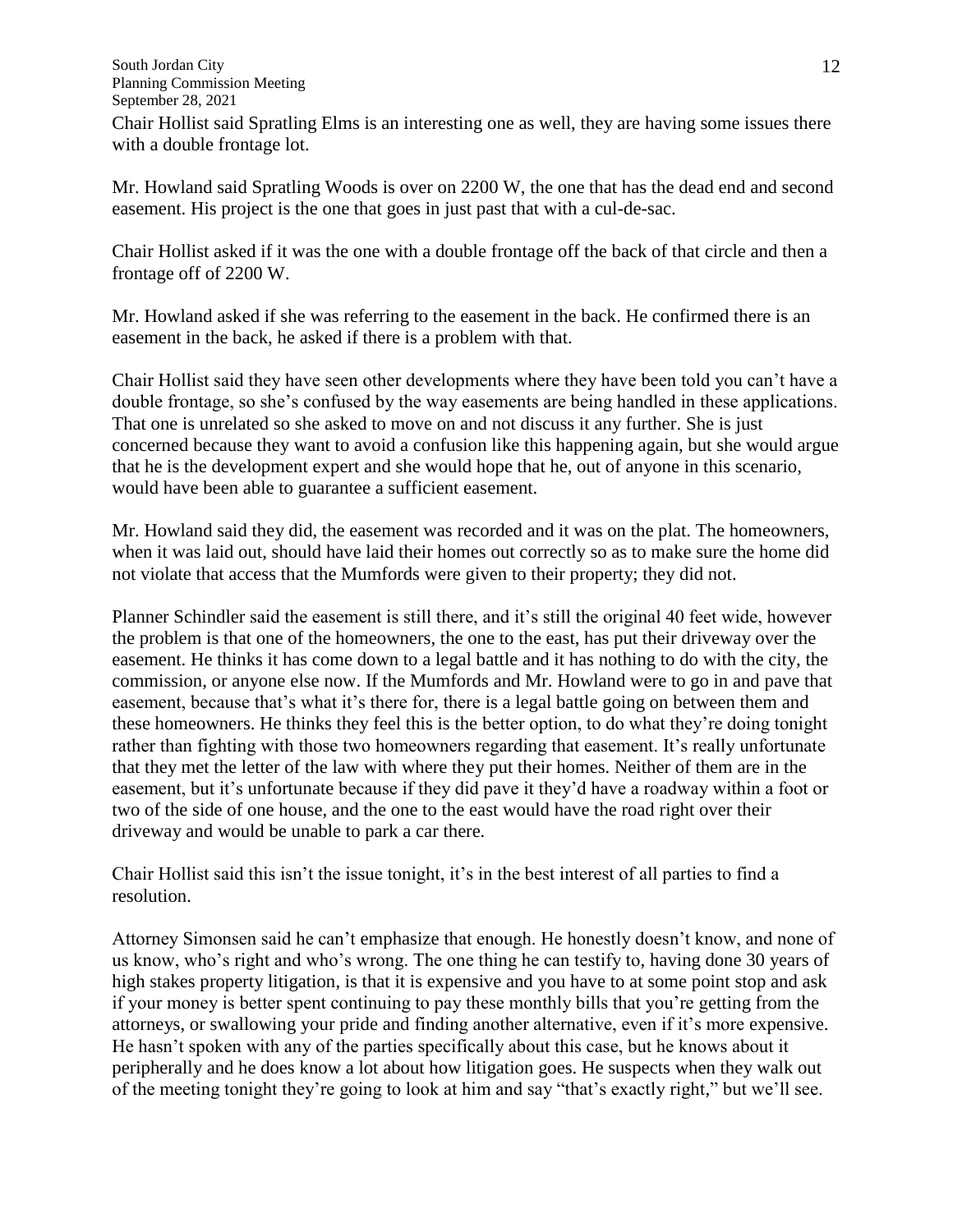Chair Hollist said Spratling Elms is an interesting one as well, they are having some issues there with a double frontage lot.

Mr. Howland said Spratling Woods is over on 2200 W, the one that has the dead end and second easement. His project is the one that goes in just past that with a cul-de-sac.

Chair Hollist asked if it was the one with a double frontage off the back of that circle and then a frontage off of 2200 W.

Mr. Howland asked if she was referring to the easement in the back. He confirmed there is an easement in the back, he asked if there is a problem with that.

Chair Hollist said they have seen other developments where they have been told you can't have a double frontage, so she's confused by the way easements are being handled in these applications. That one is unrelated so she asked to move on and not discuss it any further. She is just concerned because they want to avoid a confusion like this happening again, but she would argue that he is the development expert and she would hope that he, out of anyone in this scenario, would have been able to guarantee a sufficient easement.

Mr. Howland said they did, the easement was recorded and it was on the plat. The homeowners, when it was laid out, should have laid their homes out correctly so as to make sure the home did not violate that access that the Mumfords were given to their property; they did not.

Planner Schindler said the easement is still there, and it's still the original 40 feet wide, however the problem is that one of the homeowners, the one to the east, has put their driveway over the easement. He thinks it has come down to a legal battle and it has nothing to do with the city, the commission, or anyone else now. If the Mumfords and Mr. Howland were to go in and pave that easement, because that's what it's there for, there is a legal battle going on between them and these homeowners. He thinks they feel this is the better option, to do what they're doing tonight rather than fighting with those two homeowners regarding that easement. It's really unfortunate that they met the letter of the law with where they put their homes. Neither of them are in the easement, but it's unfortunate because if they did pave it they'd have a roadway within a foot or two of the side of one house, and the one to the east would have the road right over their driveway and would be unable to park a car there.

Chair Hollist said this isn't the issue tonight, it's in the best interest of all parties to find a resolution.

Attorney Simonsen said he can't emphasize that enough. He honestly doesn't know, and none of us know, who's right and who's wrong. The one thing he can testify to, having done 30 years of high stakes property litigation, is that it is expensive and you have to at some point stop and ask if your money is better spent continuing to pay these monthly bills that you're getting from the attorneys, or swallowing your pride and finding another alternative, even if it's more expensive. He hasn't spoken with any of the parties specifically about this case, but he knows about it peripherally and he does know a lot about how litigation goes. He suspects when they walk out of the meeting tonight they're going to look at him and say "that's exactly right," but we'll see.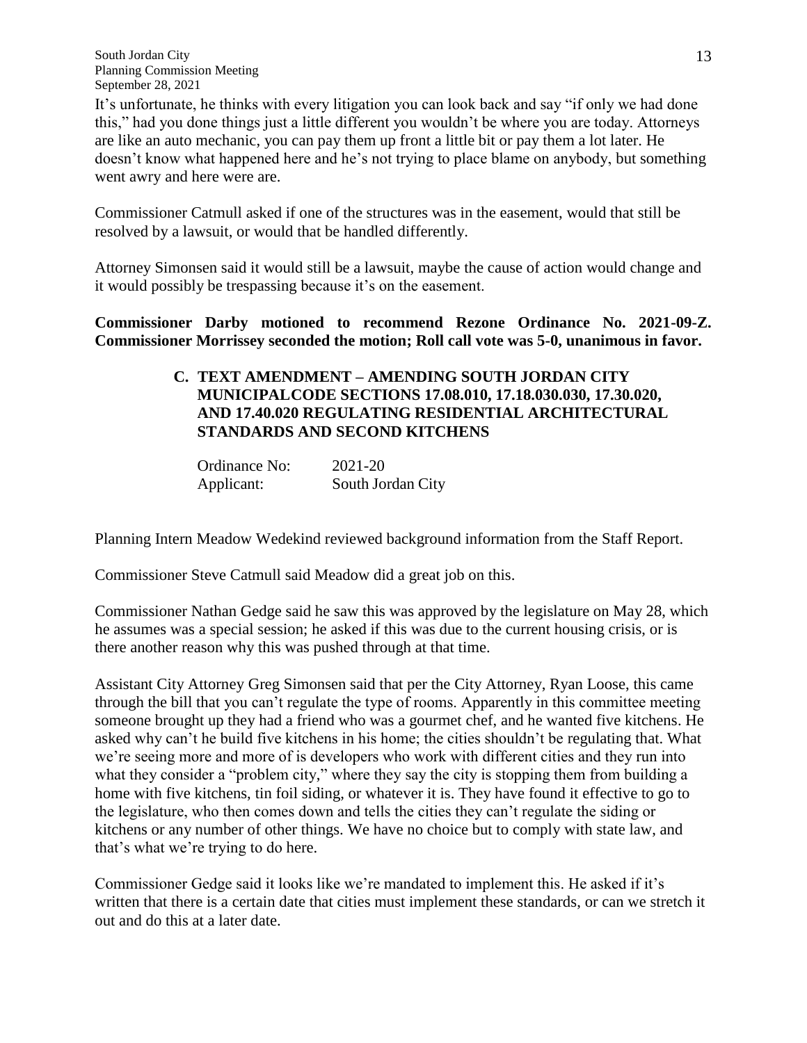It's unfortunate, he thinks with every litigation you can look back and say "if only we had done this," had you done things just a little different you wouldn't be where you are today. Attorneys are like an auto mechanic, you can pay them up front a little bit or pay them a lot later. He doesn't know what happened here and he's not trying to place blame on anybody, but something went awry and here were are.

Commissioner Catmull asked if one of the structures was in the easement, would that still be resolved by a lawsuit, or would that be handled differently.

Attorney Simonsen said it would still be a lawsuit, maybe the cause of action would change and it would possibly be trespassing because it's on the easement.

**Commissioner Darby motioned to recommend Rezone Ordinance No. 2021-09-Z. Commissioner Morrissey seconded the motion; Roll call vote was 5-0, unanimous in favor.**

### C. TEXT AMENDMENT – AMENDING SOUTH JORDAN CITY MUNICIPALCODE SECTIONS 17.08.010, 17.18.030.030, 17.30.020, AND 17.40.020 REGULATING RESIDENTIAL ARCHITECTURAL STANDARDS AND SECOND KITCHENS

Ordinance No: 2021-20
Applicant: South Jordan City

Planning Intern Meadow Wedekind reviewed background information from the Staff Report.

Commissioner Steve Catmull said Meadow did a great job on this.

Commissioner Nathan Gedge said he saw this was approved by the legislature on May 28, which he assumes was a special session; he asked if this was due to the current housing crisis, or is there another reason why this was pushed through at that time.

Assistant City Attorney Greg Simonsen said that per the City Attorney, Ryan Loose, this came through the bill that you can't regulate the type of rooms. Apparently in this committee meeting someone brought up they had a friend who was a gourmet chef, and he wanted five kitchens. He asked why can't he build five kitchens in his home; the cities shouldn't be regulating that. What we're seeing more and more of is developers who work with different cities and they run into what they consider a "problem city," where they say the city is stopping them from building a home with five kitchens, tin foil siding, or whatever it is. They have found it effective to go to the legislature, who then comes down and tells the cities they can't regulate the siding or kitchens or any number of other things. We have no choice but to comply with state law, and that's what we're trying to do here.

Commissioner Gedge said it looks like we're mandated to implement this. He asked if it's written that there is a certain date that cities must implement these standards, or can we stretch it out and do this at a later date.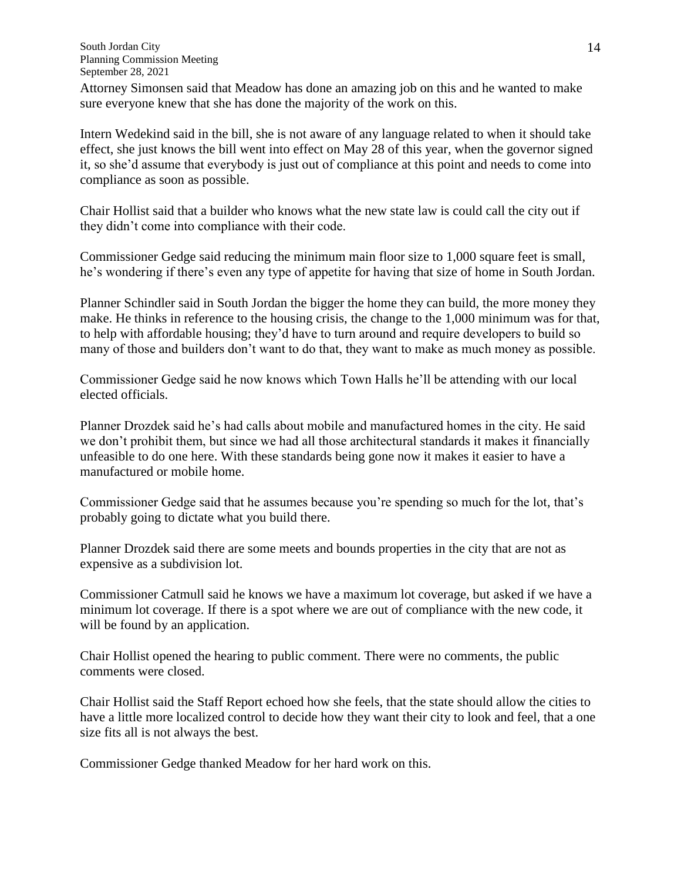Attorney Simonsen said that Meadow has done an amazing job on this and he wanted to make sure everyone knew that she has done the majority of the work on this.

Intern Wedekind said in the bill, she is not aware of any language related to when it should take effect, she just knows the bill went into effect on May 28 of this year, when the governor signed it, so she'd assume that everybody is just out of compliance at this point and needs to come into compliance as soon as possible.

Chair Hollist said that a builder who knows what the new state law is could call the city out if they didn't come into compliance with their code.

Commissioner Gedge said reducing the minimum main floor size to 1,000 square feet is small, he's wondering if there's even any type of appetite for having that size of home in South Jordan.

Planner Schindler said in South Jordan the bigger the home they can build, the more money they make. He thinks in reference to the housing crisis, the change to the 1,000 minimum was for that, to help with affordable housing; they'd have to turn around and require developers to build so many of those and builders don't want to do that, they want to make as much money as possible.

Commissioner Gedge said he now knows which Town Halls he'll be attending with our local elected officials.

Planner Drozdek said he's had calls about mobile and manufactured homes in the city. He said we don't prohibit them, but since we had all those architectural standards it makes it financially unfeasible to do one here. With these standards being gone now it makes it easier to have a manufactured or mobile home.

Commissioner Gedge said that he assumes because you're spending so much for the lot, that's probably going to dictate what you build there.

Planner Drozdek said there are some meets and bounds properties in the city that are not as expensive as a subdivision lot.

Commissioner Catmull said he knows we have a maximum lot coverage, but asked if we have a minimum lot coverage. If there is a spot where we are out of compliance with the new code, it will be found by an application.

Chair Hollist opened the hearing to public comment. There were no comments, the public comments were closed.

Chair Hollist said the Staff Report echoed how she feels, that the state should allow the cities to have a little more localized control to decide how they want their city to look and feel, that a one size fits all is not always the best.

Commissioner Gedge thanked Meadow for her hard work on this.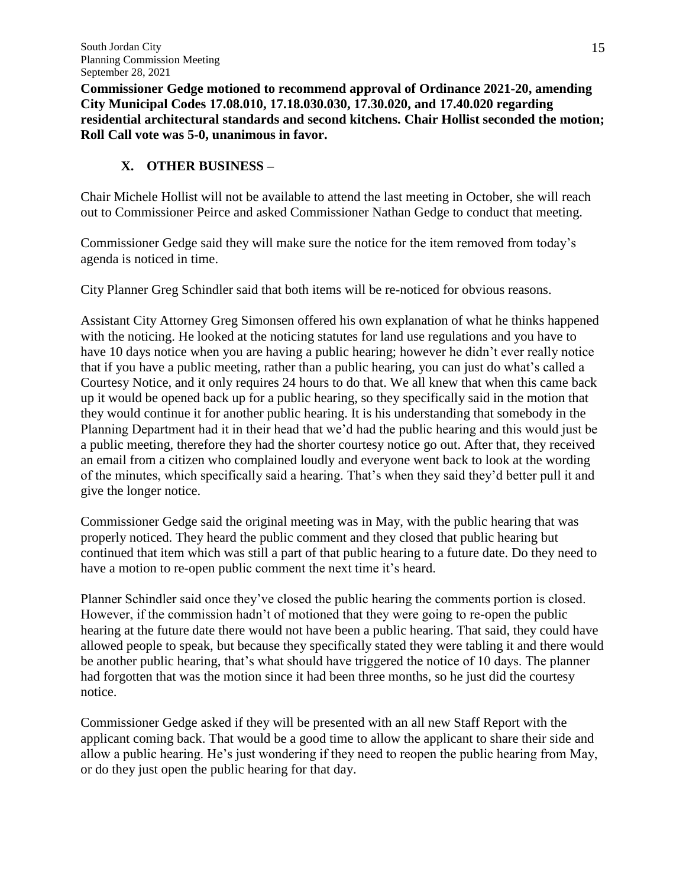**Commissioner Gedge motioned to recommend approval of Ordinance 2021-20, amending City Municipal Codes 17.08.010, 17.18.030.030, 17.30.020, and 17.40.020 regarding residential architectural standards and second kitchens. Chair Hollist seconded the motion; Roll Call vote was 5-0, unanimous in favor.**

## X. OTHER BUSINESS –

Chair Michele Hollist will not be available to attend the last meeting in October, she will reach out to Commissioner Peirce and asked Commissioner Nathan Gedge to conduct that meeting.

Commissioner Gedge said they will make sure the notice for the item removed from today's agenda is noticed in time.

City Planner Greg Schindler said that both items will be re-noticed for obvious reasons.

Assistant City Attorney Greg Simonsen offered his own explanation of what he thinks happened with the noticing. He looked at the noticing statutes for land use regulations and you have to have 10 days notice when you are having a public hearing; however he didn't ever really notice that if you have a public meeting, rather than a public hearing, you can just do what's called a Courtesy Notice, and it only requires 24 hours to do that. We all knew that when this came back up it would be opened back up for a public hearing, so they specifically said in the motion that they would continue it for another public hearing. It is his understanding that somebody in the Planning Department had it in their head that we'd had the public hearing and this would just be a public meeting, therefore they had the shorter courtesy notice go out. After that, they received an email from a citizen who complained loudly and everyone went back to look at the wording of the minutes, which specifically said a hearing. That's when they said they'd better pull it and give the longer notice.

Commissioner Gedge said the original meeting was in May, with the public hearing that was properly noticed. They heard the public comment and they closed that public hearing but continued that item which was still a part of that public hearing to a future date. Do they need to have a motion to re-open public comment the next time it's heard.

Planner Schindler said once they've closed the public hearing the comments portion is closed. However, if the commission hadn't of motioned that they were going to re-open the public hearing at the future date there would not have been a public hearing. That said, they could have allowed people to speak, but because they specifically stated they were tabling it and there would be another public hearing, that's what should have triggered the notice of 10 days. The planner had forgotten that was the motion since it had been three months, so he just did the courtesy notice.

Commissioner Gedge asked if they will be presented with an all new Staff Report with the applicant coming back. That would be a good time to allow the applicant to share their side and allow a public hearing. He's just wondering if they need to reopen the public hearing from May, or do they just open the public hearing for that day.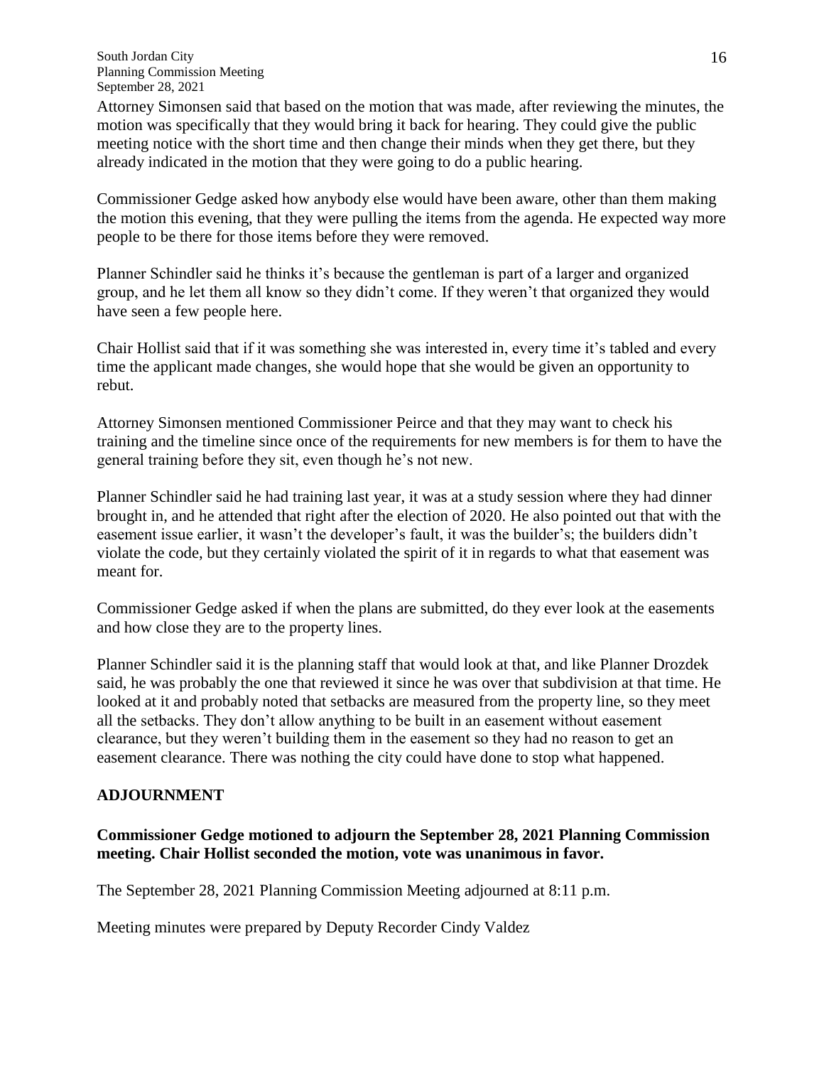Attorney Simonsen said that based on the motion that was made, after reviewing the minutes, the motion was specifically that they would bring it back for hearing. They could give the public meeting notice with the short time and then change their minds when they get there, but they already indicated in the motion that they were going to do a public hearing.

Commissioner Gedge asked how anybody else would have been aware, other than them making the motion this evening, that they were pulling the items from the agenda. He expected way more people to be there for those items before they were removed.

Planner Schindler said he thinks it's because the gentleman is part of a larger and organized group, and he let them all know so they didn't come. If they weren't that organized they would have seen a few people here.

Chair Hollist said that if it was something she was interested in, every time it's tabled and every time the applicant made changes, she would hope that she would be given an opportunity to rebut.

Attorney Simonsen mentioned Commissioner Peirce and that they may want to check his training and the timeline since once of the requirements for new members is for them to have the general training before they sit, even though he's not new.

Planner Schindler said he had training last year, it was at a study session where they had dinner brought in, and he attended that right after the election of 2020. He also pointed out that with the easement issue earlier, it wasn't the developer's fault, it was the builder's; the builders didn't violate the code, but they certainly violated the spirit of it in regards to what that easement was meant for.

Commissioner Gedge asked if when the plans are submitted, do they ever look at the easements and how close they are to the property lines.

Planner Schindler said it is the planning staff that would look at that, and like Planner Drozdek said, he was probably the one that reviewed it since he was over that subdivision at that time. He looked at it and probably noted that setbacks are measured from the property line, so they meet all the setbacks. They don't allow anything to be built in an easement without easement clearance, but they weren't building them in the easement so they had no reason to get an easement clearance. There was nothing the city could have done to stop what happened.

## ADJOURNMENT

**Commissioner Gedge motioned to adjourn the September 28, 2021 Planning Commission meeting. Chair Hollist seconded the motion, vote was unanimous in favor.**

The September 28, 2021 Planning Commission Meeting adjourned at 8:11 p.m.

Meeting minutes were prepared by Deputy Recorder Cindy Valdez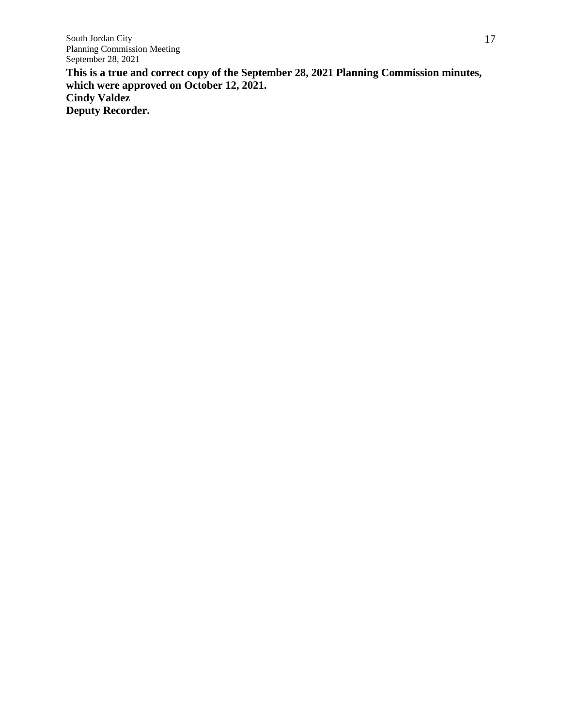**This is a true and correct copy of the September 28, 2021 Planning Commission minutes, which were approved on October 12, 2021.**
**Cindy Valdez**
**Deputy Recorder.**